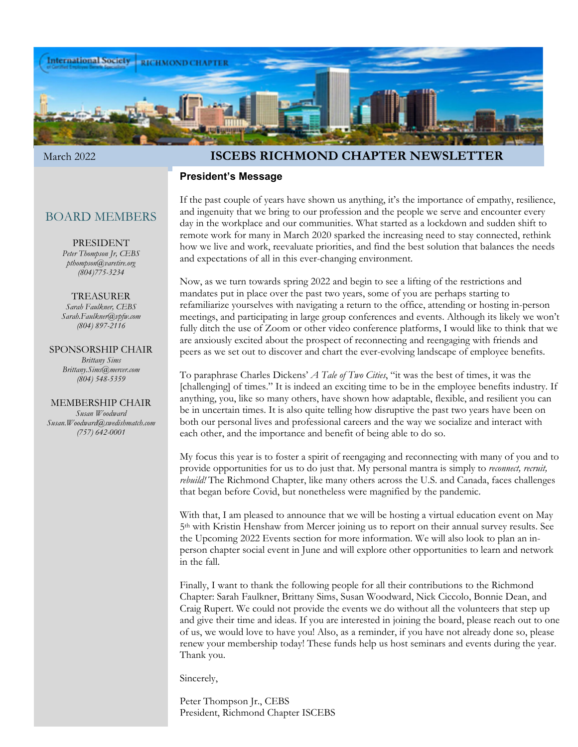March 2022

# ISCEBS RICHMOND CHAPTER NEWSLETTER

## BOARD MEMBERS

PRESIDENT
*Peter Thompson Jr, CEBS*
*pthompson@varetire.org*
*(804)775-3234*

TREASURER
*Sarah Faulkner, CEBS*
*Sarah.Faulkner@vpfw.com*
*(804) 897-2116*

SPONSORSHIP CHAIR
*Brittany Sims*
*Brittany.Sims@mercer.com*
*(804) 548-5359*

MEMBERSHIP CHAIR
*Susan Woodward*
*Susan.Woodward@swedishmatch.com*
*(757) 642-0001*

## President's Message

If the past couple of years have shown us anything, it's the importance of empathy, resilience, and ingenuity that we bring to our profession and the people we serve and encounter every day in the workplace and our communities. What started as a lockdown and sudden shift to remote work for many in March 2020 sparked the increasing need to stay connected, rethink how we live and work, reevaluate priorities, and find the best solution that balances the needs and expectations of all in this ever-changing environment.

Now, as we turn towards spring 2022 and begin to see a lifting of the restrictions and mandates put in place over the past two years, some of you are perhaps starting to refamiliarize yourselves with navigating a return to the office, attending or hosting in-person meetings, and participating in large group conferences and events. Although its likely we won't fully ditch the use of Zoom or other video conference platforms, I would like to think that we are anxiously excited about the prospect of reconnecting and reengaging with friends and peers as we set out to discover and chart the ever-evolving landscape of employee benefits.

To paraphrase Charles Dickens' *A Tale of Two Cities*, "it was the best of times, it was the [challenging] of times." It is indeed an exciting time to be in the employee benefits industry. If anything, you, like so many others, have shown how adaptable, flexible, and resilient you can be in uncertain times. It is also quite telling how disruptive the past two years have been on both our personal lives and professional careers and the way we socialize and interact with each other, and the importance and benefit of being able to do so.

My focus this year is to foster a spirit of reengaging and reconnecting with many of you and to provide opportunities for us to do just that. My personal mantra is simply to *reconnect, recruit, rebuild!* The Richmond Chapter, like many others across the U.S. and Canada, faces challenges that began before Covid, but nonetheless were magnified by the pandemic.

With that, I am pleased to announce that we will be hosting a virtual education event on May 5th with Kristin Henshaw from Mercer joining us to report on their annual survey results. See the Upcoming 2022 Events section for more information. We will also look to plan an in-person chapter social event in June and will explore other opportunities to learn and network in the fall.

Finally, I want to thank the following people for all their contributions to the Richmond Chapter: Sarah Faulkner, Brittany Sims, Susan Woodward, Nick Ciccolo, Bonnie Dean, and Craig Rupert. We could not provide the events we do without all the volunteers that step up and give their time and ideas. If you are interested in joining the board, please reach out to one of us, we would love to have you! Also, as a reminder, if you have not already done so, please renew your membership today! These funds help us host seminars and events during the year. Thank you.

Sincerely,

Peter Thompson Jr., CEBS
President, Richmond Chapter ISCEBS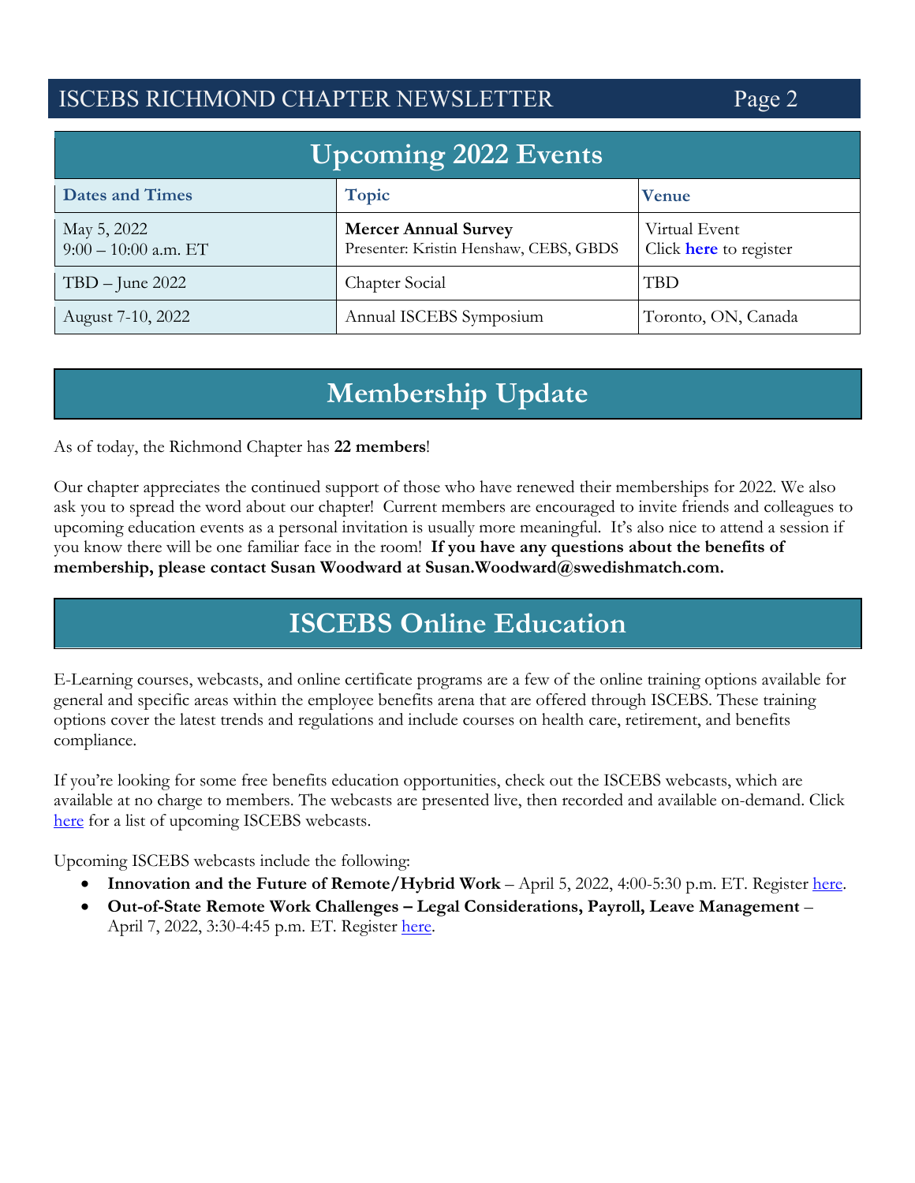## Upcoming 2022 Events

| Dates and Times | Topic | Venue |
|---|---|---|
| May 5, 2022<br>9:00 – 10:00 a.m. ET | **Mercer Annual Survey**<br>Presenter: Kristin Henshaw, CEBS, GBDS | Virtual Event<br>Click **here** to register |
| TBD – June 2022 | Chapter Social | TBD |
| August 7-10, 2022 | Annual ISCEBS Symposium | Toronto, ON, Canada |

## Membership Update

As of today, the Richmond Chapter has **22 members**!

Our chapter appreciates the continued support of those who have renewed their memberships for 2022. We also ask you to spread the word about our chapter! Current members are encouraged to invite friends and colleagues to upcoming education events as a personal invitation is usually more meaningful. It's also nice to attend a session if you know there will be one familiar face in the room! **If you have any questions about the benefits of membership, please contact Susan Woodward at Susan.Woodward@swedishmatch.com.**

## ISCEBS Online Education

E-Learning courses, webcasts, and online certificate programs are a few of the online training options available for general and specific areas within the employee benefits arena that are offered through ISCEBS. These training options cover the latest trends and regulations and include courses on health care, retirement, and benefits compliance.

If you're looking for some free benefits education opportunities, check out the ISCEBS webcasts, which are available at no charge to members. The webcasts are presented live, then recorded and available on-demand. Click here for a list of upcoming ISCEBS webcasts.

Upcoming ISCEBS webcasts include the following:

- **Innovation and the Future of Remote/Hybrid Work** – April 5, 2022, 4:00-5:30 p.m. ET. Register here.
- **Out-of-State Remote Work Challenges – Legal Considerations, Payroll, Leave Management** – April 7, 2022, 3:30-4:45 p.m. ET. Register here.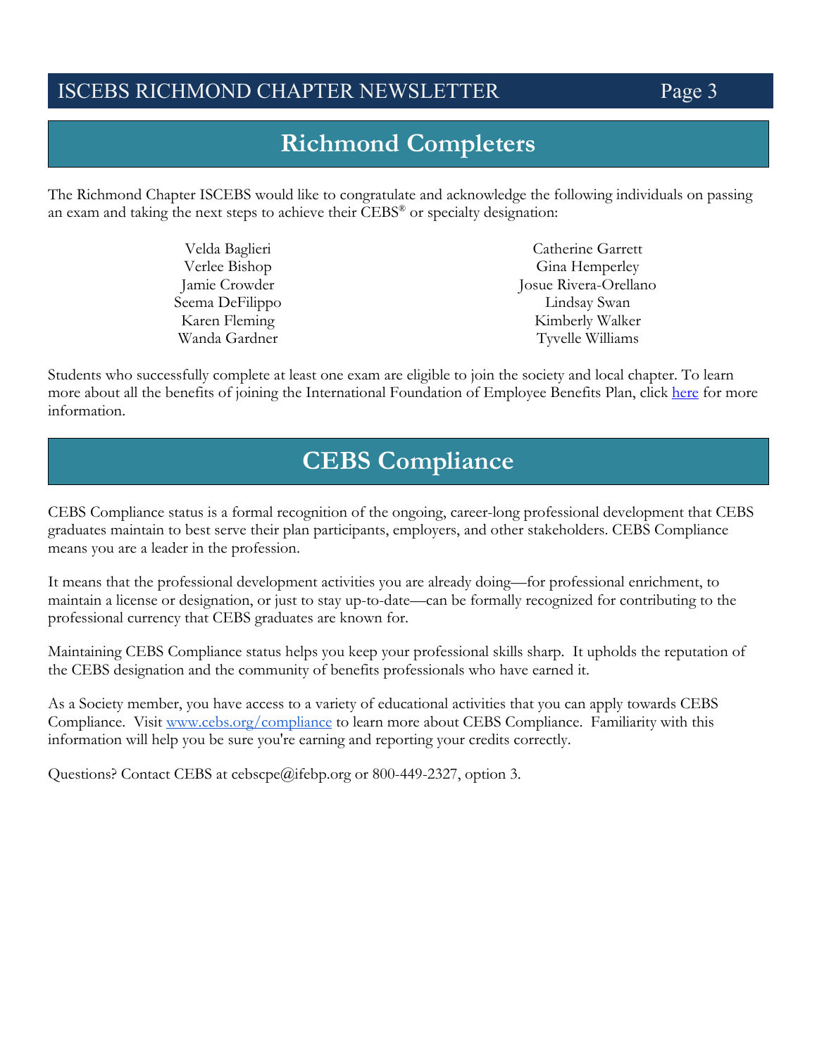## Richmond Completers

The Richmond Chapter ISCEBS would like to congratulate and acknowledge the following individuals on passing an exam and taking the next steps to achieve their CEBS® or specialty designation:

Velda Baglieri
Verlee Bishop
Jamie Crowder
Seema DeFilippo
Karen Fleming
Wanda Gardner
Catherine Garrett
Gina Hemperley
Josue Rivera-Orellano
Lindsay Swan
Kimberly Walker
Tyvelle Williams

Students who successfully complete at least one exam are eligible to join the society and local chapter. To learn more about all the benefits of joining the International Foundation of Employee Benefits Plan, click here for more information.

## CEBS Compliance

CEBS Compliance status is a formal recognition of the ongoing, career-long professional development that CEBS graduates maintain to best serve their plan participants, employers, and other stakeholders. CEBS Compliance means you are a leader in the profession.

It means that the professional development activities you are already doing—for professional enrichment, to maintain a license or designation, or just to stay up-to-date—can be formally recognized for contributing to the professional currency that CEBS graduates are known for.

Maintaining CEBS Compliance status helps you keep your professional skills sharp. It upholds the reputation of the CEBS designation and the community of benefits professionals who have earned it.

As a Society member, you have access to a variety of educational activities that you can apply towards CEBS Compliance. Visit www.cebs.org/compliance to learn more about CEBS Compliance. Familiarity with this information will help you be sure you're earning and reporting your credits correctly.

Questions? Contact CEBS at cebscpe@ifebp.org or 800-449-2327, option 3.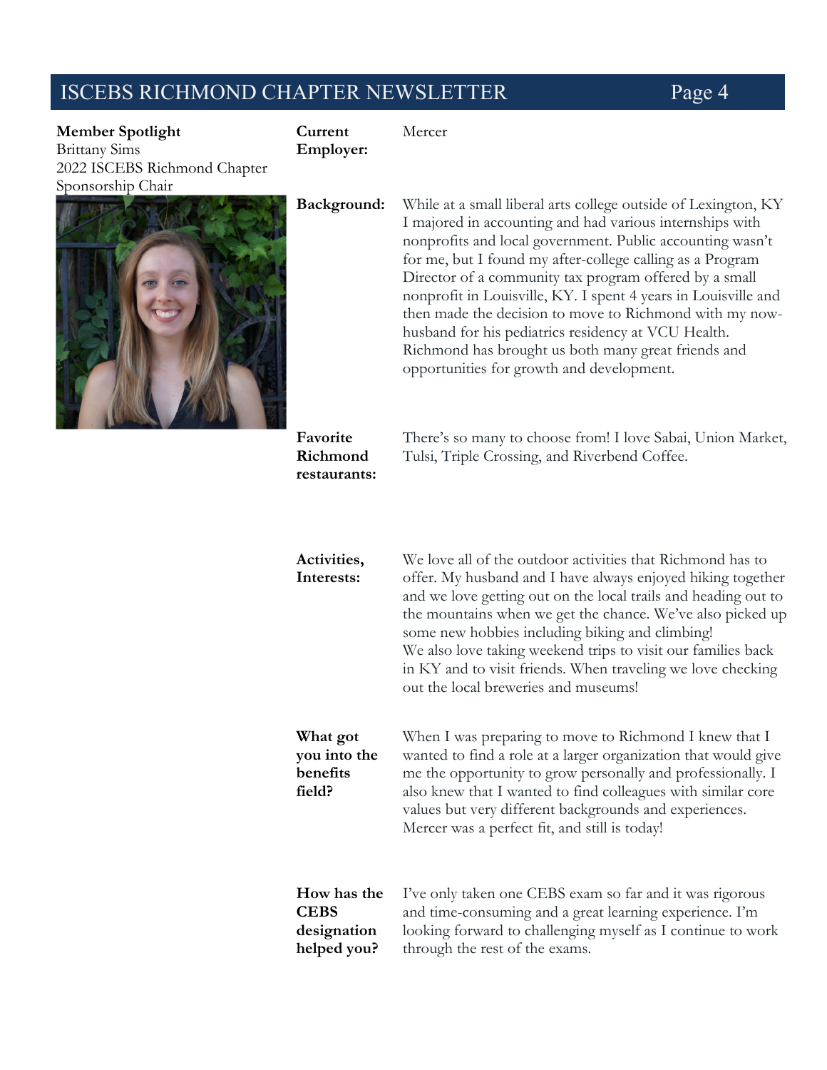**Member Spotlight**
Brittany Sims
2022 ISCEBS Richmond Chapter Sponsorship Chair

**Current Employer:** Mercer

**Background:** While at a small liberal arts college outside of Lexington, KY I majored in accounting and had various internships with nonprofits and local government. Public accounting wasn't for me, but I found my after-college calling as a Program Director of a community tax program offered by a small nonprofit in Louisville, KY. I spent 4 years in Louisville and then made the decision to move to Richmond with my now-husband for his pediatrics residency at VCU Health. Richmond has brought us both many great friends and opportunities for growth and development.

**Favorite Richmond restaurants:** There's so many to choose from! I love Sabai, Union Market, Tulsi, Triple Crossing, and Riverbend Coffee.

**Activities, Interests:** We love all of the outdoor activities that Richmond has to offer. My husband and I have always enjoyed hiking together and we love getting out on the local trails and heading out to the mountains when we get the chance. We've also picked up some new hobbies including biking and climbing!
We also love taking weekend trips to visit our families back in KY and to visit friends. When traveling we love checking out the local breweries and museums!

**What got you into the benefits field?** When I was preparing to move to Richmond I knew that I wanted to find a role at a larger organization that would give me the opportunity to grow personally and professionally. I also knew that I wanted to find colleagues with similar core values but very different backgrounds and experiences. Mercer was a perfect fit, and still is today!

**How has the CEBS designation helped you?** I've only taken one CEBS exam so far and it was rigorous and time-consuming and a great learning experience. I'm looking forward to challenging myself as I continue to work through the rest of the exams.